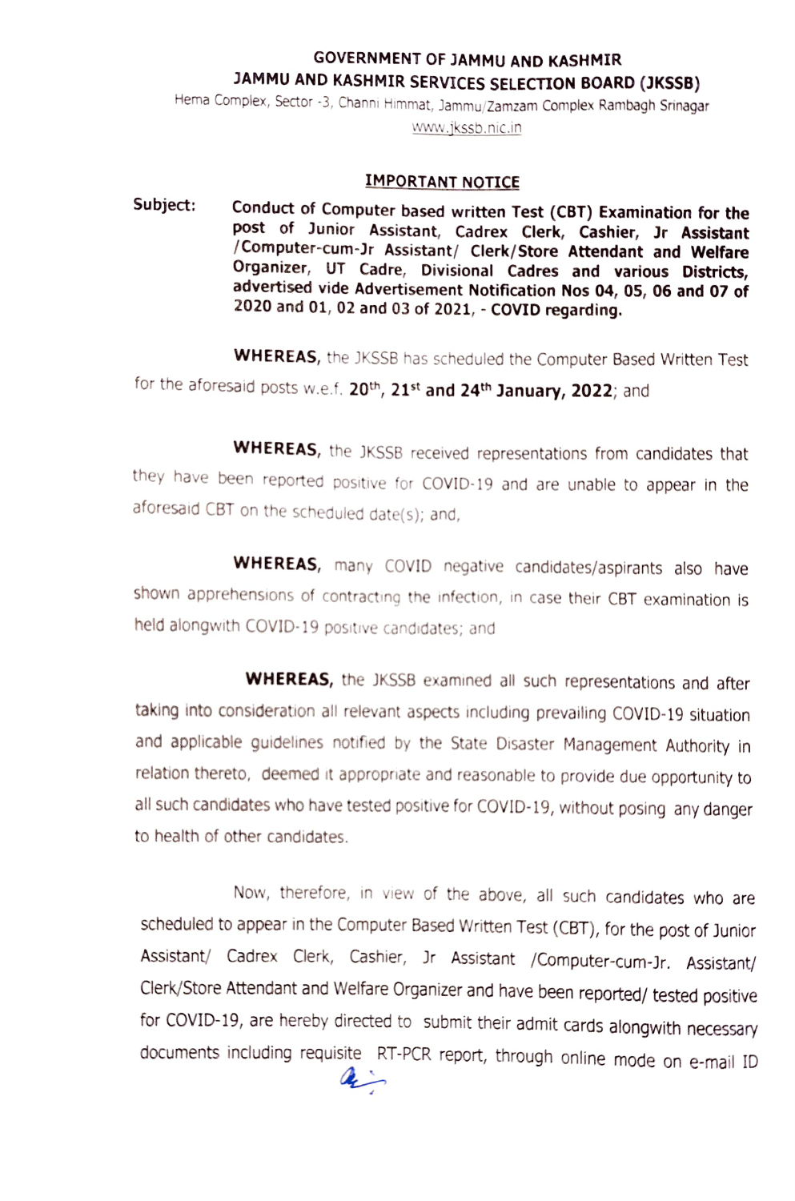**GOVERNMENT OF JAMMU AND KASHMIR**
**JAMMU AND KASHMIR SERVICES SELECTION BOARD (JKSSB)**
Hema Complex, Sector -3, Channi Himmat, Jammu/Zamzam Complex Rambagh Srinagar
www.jkssb.nic.in

**IMPORTANT NOTICE**

**Subject:** **Conduct of Computer based written Test (CBT) Examination for the post of Junior Assistant, Cadrex Clerk, Cashier, Jr Assistant /Computer-cum-Jr Assistant/ Clerk/Store Attendant and Welfare Organizer, UT Cadre, Divisional Cadres and various Districts, advertised vide Advertisement Notification Nos 04, 05, 06 and 07 of 2020 and 01, 02 and 03 of 2021, - COVID regarding.**

**WHEREAS,** the JKSSB has scheduled the Computer Based Written Test for the aforesaid posts w.e.f. **20th, 21st and 24th January, 2022**; and

**WHEREAS,** the JKSSB received representations from candidates that they have been reported positive for COVID-19 and are unable to appear in the aforesaid CBT on the scheduled date(s); and,

**WHEREAS,** many COVID negative candidates/aspirants also have shown apprehensions of contracting the infection, in case their CBT examination is held alongwith COVID-19 positive candidates; and

**WHEREAS,** the JKSSB examined all such representations and after taking into consideration all relevant aspects including prevailing COVID-19 situation and applicable guidelines notified by the State Disaster Management Authority in relation thereto, deemed it appropriate and reasonable to provide due opportunity to all such candidates who have tested positive for COVID-19, without posing any danger to health of other candidates.

Now, therefore, in view of the above, all such candidates who are scheduled to appear in the Computer Based Written Test (CBT), for the post of Junior Assistant/ Cadrex Clerk, Cashier, Jr Assistant /Computer-cum-Jr. Assistant/ Clerk/Store Attendant and Welfare Organizer and have been reported/ tested positive for COVID-19, are hereby directed to submit their admit cards alongwith necessary documents including requisite RT-PCR report, through online mode on e-mail ID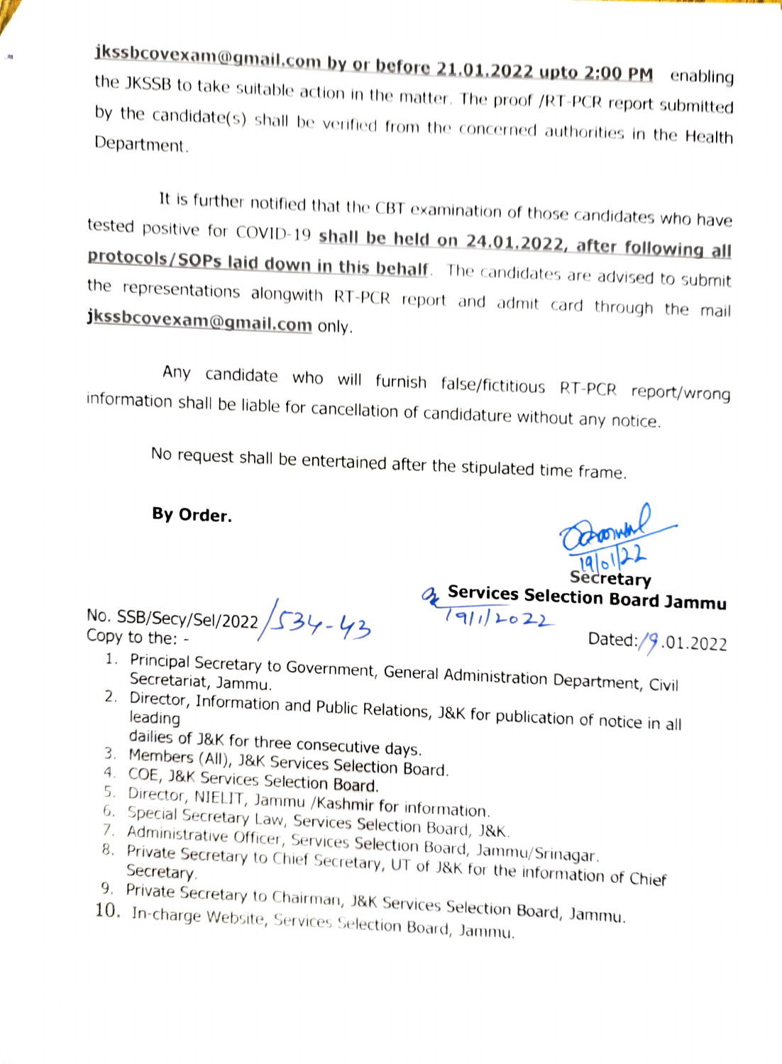**jkssbcovexam@gmail.com by or before 21.01.2022 upto 2:00 PM** enabling the JKSSB to take suitable action in the matter. The proof /RT-PCR report submitted by the candidate(s) shall be verified from the concerned authorities in the Health Department.

It is further notified that the CBT examination of those candidates who have tested positive for COVID-19 **shall be held on 24.01.2022, after following all protocols/SOPs laid down in this behalf**. The candidates are advised to submit the representations alongwith RT-PCR report and admit card through the mail **jkssbcovexam@gmail.com** only.

Any candidate who will furnish false/fictitious RT-PCR report/wrong information shall be liable for cancellation of candidature without any notice.

No request shall be entertained after the stipulated time frame.

**By Order.**

19/01/22

**Secretary**
**Services Selection Board Jammu**

No. SSB/Secy/Sel/2022/534-43
Copy to the: -

19/1/2022

Dated:19.01.2022

1. Principal Secretary to Government, General Administration Department, Civil Secretariat, Jammu.
2. Director, Information and Public Relations, J&K for publication of notice in all leading dailies of J&K for three consecutive days.
3. Members (All), J&K Services Selection Board.
4. COE, J&K Services Selection Board.
5. Director, NIELIT, Jammu /Kashmir for information.
6. Special Secretary Law, Services Selection Board, J&K.
7. Administrative Officer, Services Selection Board, Jammu/Srinagar.
8. Private Secretary to Chief Secretary, UT of J&K for the information of Chief Secretary.
9. Private Secretary to Chairman, J&K Services Selection Board, Jammu.
10. In-charge Website, Services Selection Board, Jammu.